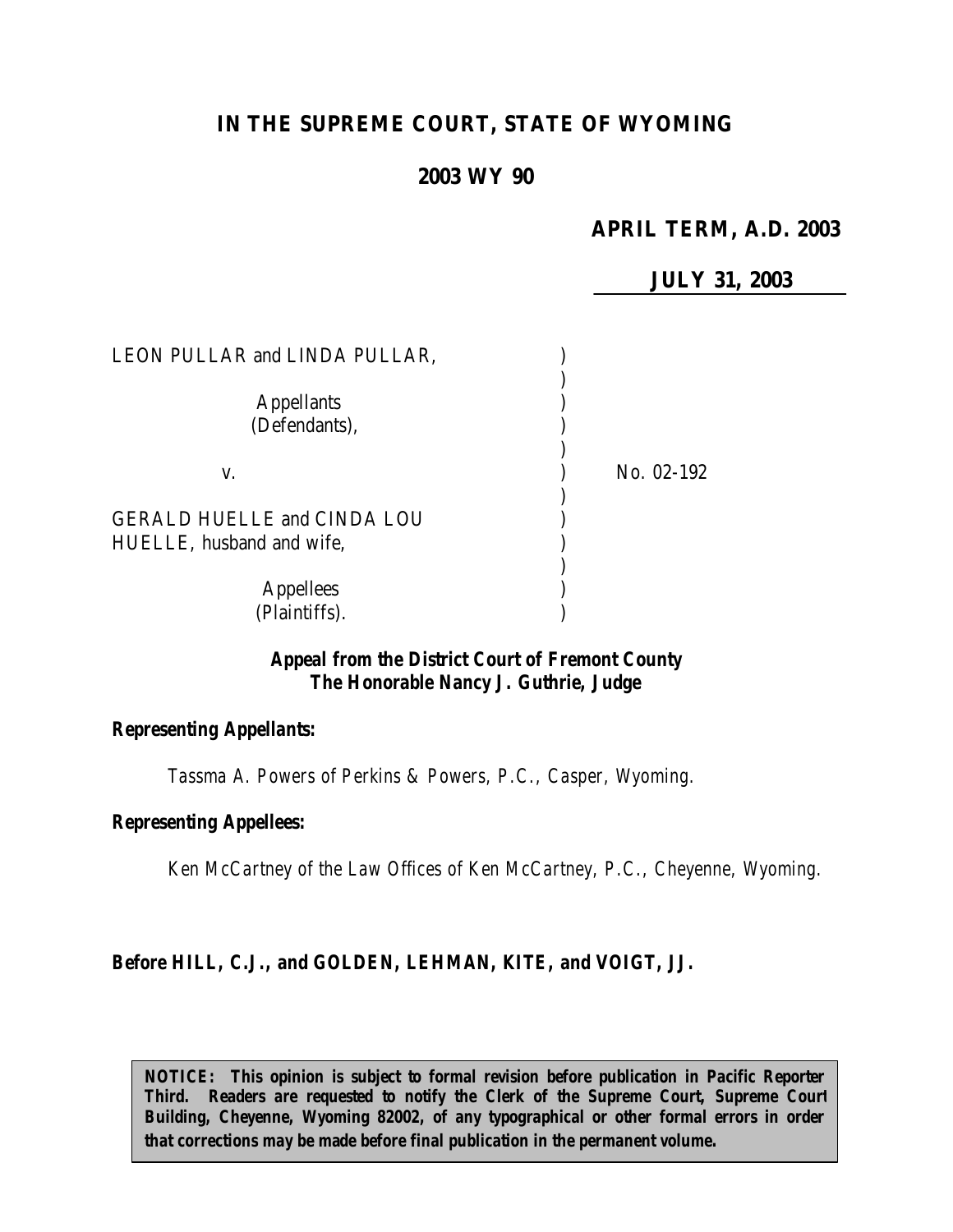# IN THE SUPREME COURT, STATE OF WYOMING

## 2003 WY 90

**APRIL TERM, A.D. 2003**

**JULY 31, 2003**

LEON PULLAR and LINDA PULLAR,

Appellants (Defendants),

v.

No. 02-192

GERALD HUELLE and CINDA LOU HUELLE, husband and wife,

Appellees (Plaintiffs).

***Appeal from the District Court of Fremont County***
***The Honorable Nancy J. Guthrie, Judge***

***Representing Appellants:***

Tassma A. Powers of Perkins & Powers, P.C., Casper, Wyoming.

***Representing Appellees:***

Ken McCartney of the Law Offices of Ken McCartney, P.C., Cheyenne, Wyoming.

***Before HILL, C.J., and GOLDEN, LEHMAN, KITE, and VOIGT, JJ.***

**NOTICE: This opinion is subject to formal revision before publication in Pacific Reporter Third. Readers are requested to notify the Clerk of the Supreme Court, Supreme Court Building, Cheyenne, Wyoming 82002, of any typographical or other formal errors in order that corrections may be made before final publication in the permanent volume.**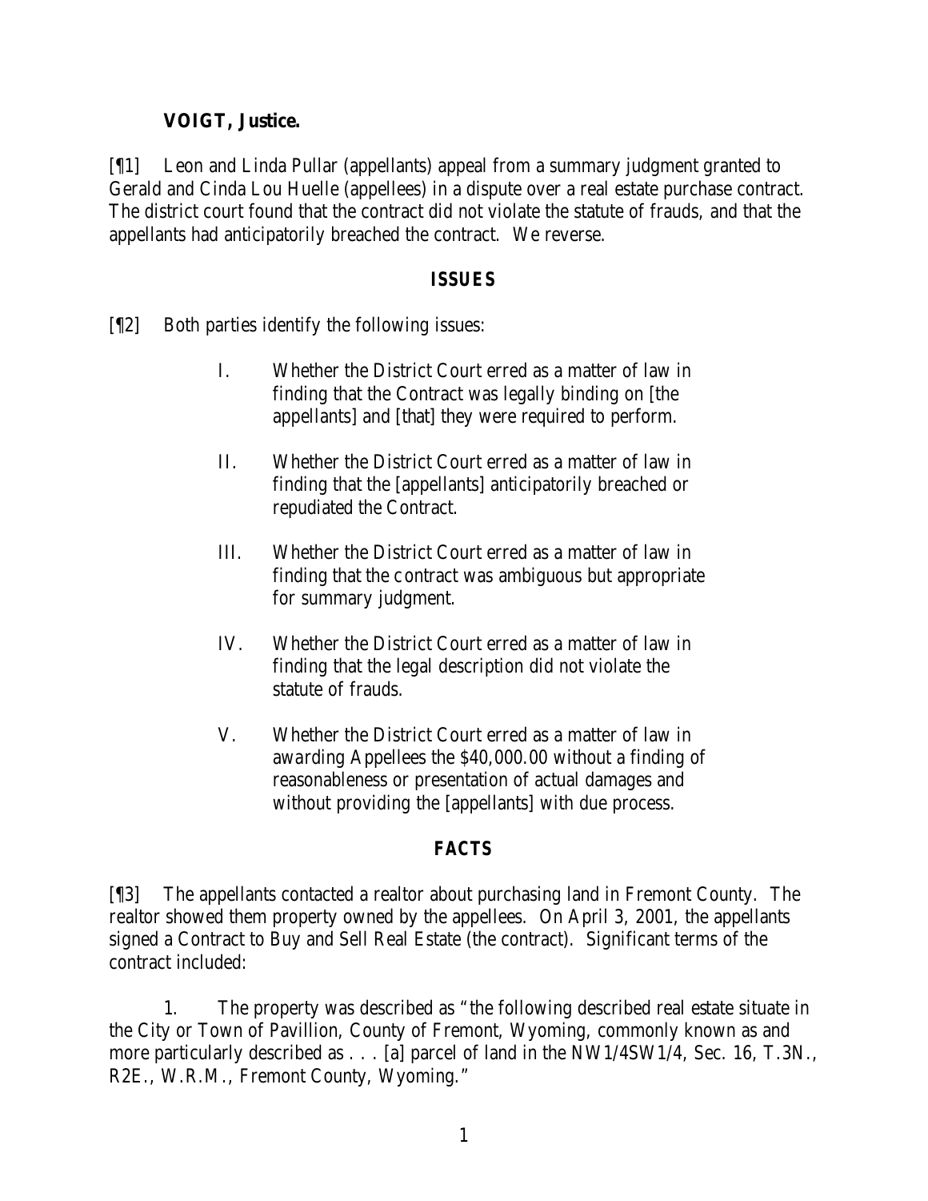**VOIGT, Justice.**

[¶1] Leon and Linda Pullar (appellants) appeal from a summary judgment granted to Gerald and Cinda Lou Huelle (appellees) in a dispute over a real estate purchase contract. The district court found that the contract did not violate the statute of frauds, and that the appellants had anticipatorily breached the contract. We reverse.

## ISSUES

[¶2] Both parties identify the following issues:

> I. Whether the District Court erred as a matter of law in finding that the Contract was legally binding on [the appellants] and [that] they were required to perform.
>
> II. Whether the District Court erred as a matter of law in finding that the [appellants] anticipatorily breached or repudiated the Contract.
>
> III. Whether the District Court erred as a matter of law in finding that the contract was ambiguous but appropriate for summary judgment.
>
> IV. Whether the District Court erred as a matter of law in finding that the legal description did not violate the statute of frauds.
>
> V. Whether the District Court erred as a matter of law in awarding Appellees the $40,000.00 without a finding of reasonableness or presentation of actual damages and without providing the [appellants] with due process.

## FACTS

[¶3] The appellants contacted a realtor about purchasing land in Fremont County. The realtor showed them property owned by the appellees. On April 3, 2001, the appellants signed a Contract to Buy and Sell Real Estate (the contract). Significant terms of the contract included:

1. The property was described as "the following described real estate situate in the City or Town of Pavillion, County of Fremont, Wyoming, commonly known as and more particularly described as . . . [a] parcel of land in the NW1/4SW1/4, Sec. 16, T.3N., R2E., W.R.M., Fremont County, Wyoming."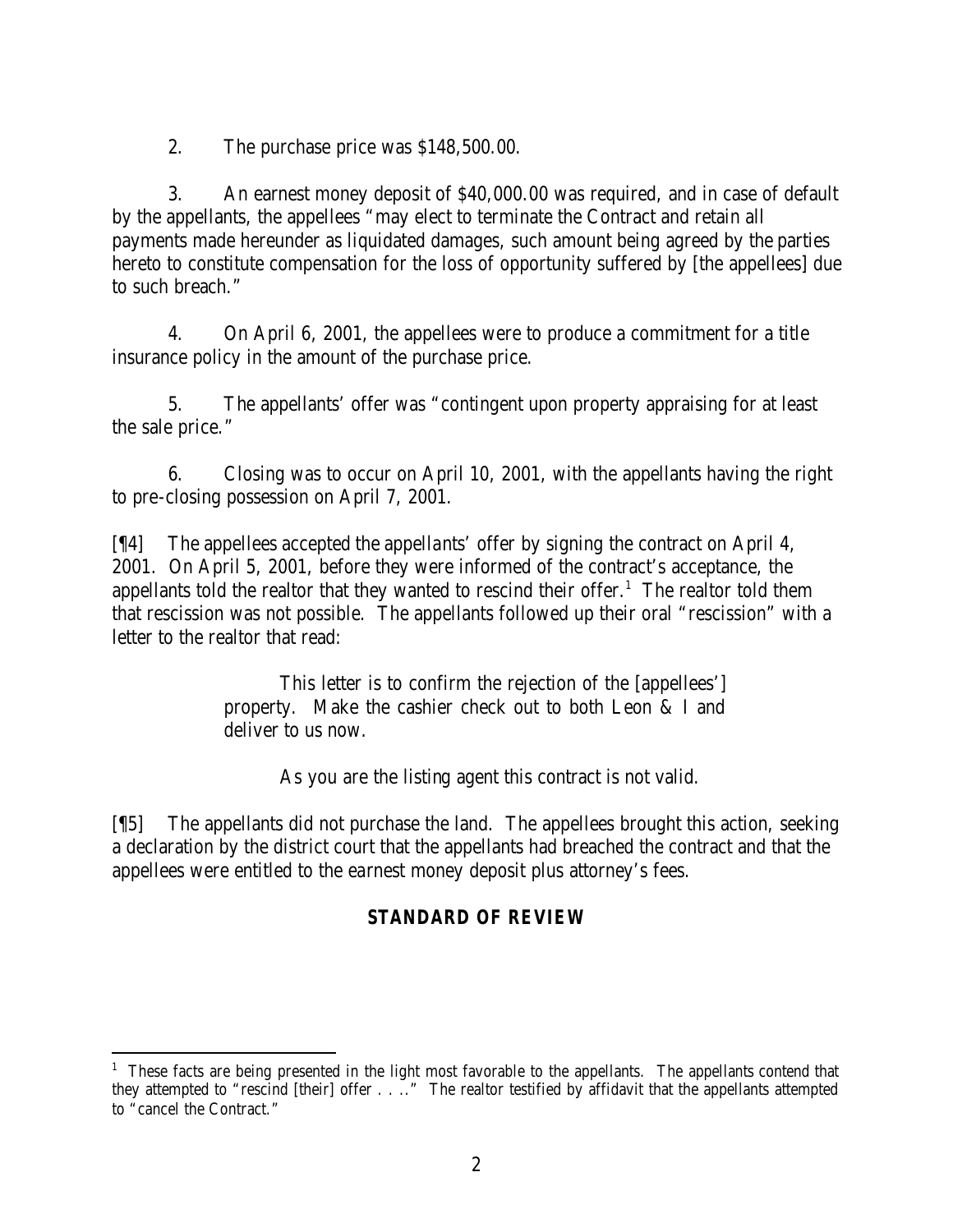2. The purchase price was $148,500.00.

3. An earnest money deposit of $40,000.00 was required, and in case of default by the appellants, the appellees "may elect to terminate the Contract and retain all payments made hereunder as liquidated damages, such amount being agreed by the parties hereto to constitute compensation for the loss of opportunity suffered by [the appellees] due to such breach."

4. On April 6, 2001, the appellees were to produce a commitment for a title insurance policy in the amount of the purchase price.

5. The appellants' offer was "contingent upon property appraising for at least the sale price."

6. Closing was to occur on April 10, 2001, with the appellants having the right to pre-closing possession on April 7, 2001.

[¶4] The appellees accepted the appellants' offer by signing the contract on April 4, 2001. On April 5, 2001, before they were informed of the contract's acceptance, the appellants told the realtor that they wanted to rescind their offer.[1] The realtor told them that rescission was not possible. The appellants followed up their oral "rescission" with a letter to the realtor that read:

> This letter is to confirm the rejection of the [appellees'] property. Make the cashier check out to both Leon & I and deliver to us now.
>
> As you are the listing agent this contract is not valid.

[¶5] The appellants did not purchase the land. The appellees brought this action, seeking a declaration by the district court that the appellants had breached the contract and that the appellees were entitled to the earnest money deposit plus attorney's fees.

## STANDARD OF REVIEW

---

[1] These facts are being presented in the light most favorable to the appellants. The appellants contend that they attempted to "rescind [their] offer . . . ." The realtor testified by affidavit that the appellants attempted to "cancel the Contract."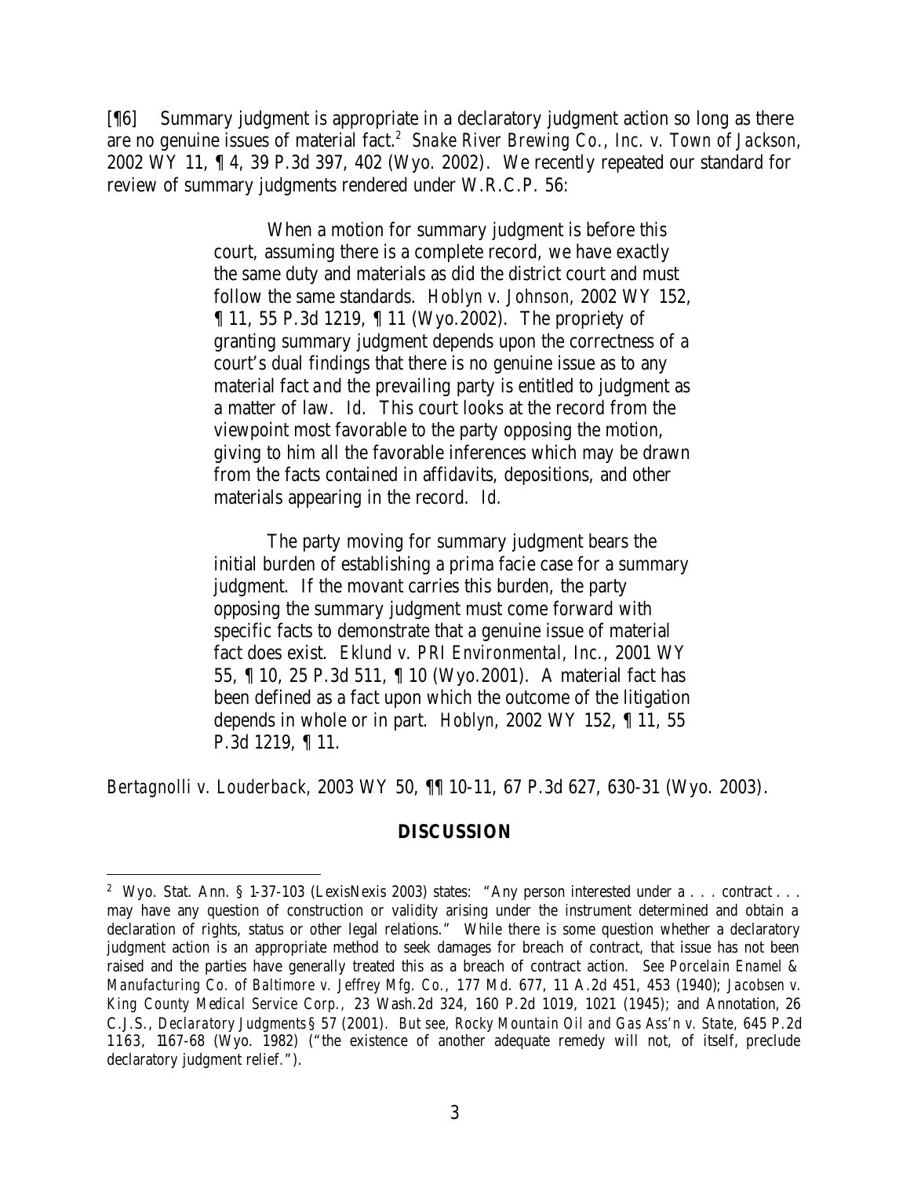[¶6] Summary judgment is appropriate in a declaratory judgment action so long as there are no genuine issues of material fact.[2] *Snake River Brewing Co., Inc. v. Town of Jackson*, 2002 WY 11, ¶ 4, 39 P.3d 397, 402 (Wyo. 2002). We recently repeated our standard for review of summary judgments rendered under W.R.C.P. 56:

> When a motion for summary judgment is before this court, assuming there is a complete record, we have exactly the same duty and materials as did the district court and must follow the same standards. *Hoblyn v. Johnson*, 2002 WY 152, ¶ 11, 55 P.3d 1219, ¶ 11 (Wyo.2002). The propriety of granting summary judgment depends upon the correctness of a court's dual findings that there is no genuine issue as to any material fact and the prevailing party is entitled to judgment as a matter of law. *Id.* This court looks at the record from the viewpoint most favorable to the party opposing the motion, giving to him all the favorable inferences which may be drawn from the facts contained in affidavits, depositions, and other materials appearing in the record. *Id.*
>
> The party moving for summary judgment bears the initial burden of establishing a prima facie case for a summary judgment. If the movant carries this burden, the party opposing the summary judgment must come forward with specific facts to demonstrate that a genuine issue of material fact does exist. *Eklund v. PRI Environmental, Inc.*, 2001 WY 55, ¶ 10, 25 P.3d 511, ¶ 10 (Wyo.2001). A material fact has been defined as a fact upon which the outcome of the litigation depends in whole or in part. *Hoblyn*, 2002 WY 152, ¶ 11, 55 P.3d 1219, ¶ 11.

*Bertagnolli v. Louderback*, 2003 WY 50, ¶¶ 10-11, 67 P.3d 627, 630-31 (Wyo. 2003).

## DISCUSSION

---

[2] Wyo. Stat. Ann. § 1-37-103 (LexisNexis 2003) states: "Any person interested under a . . . contract . . . may have any question of construction or validity arising under the instrument determined and obtain a declaration of rights, status or other legal relations." While there is some question whether a declaratory judgment action is an appropriate method to seek damages for breach of contract, that issue has not been raised and the parties have generally treated this as a breach of contract action. *See Porcelain Enamel & Manufacturing Co. of Baltimore v. Jeffrey Mfg. Co.*, 177 Md. 677, 11 A.2d 451, 453 (1940); *Jacobsen v. King County Medical Service Corp.*, 23 Wash.2d 324, 160 P.2d 1019, 1021 (1945); and Annotation, 26 C.J.S., *Declaratory Judgments* § 57 (2001). *But see, Rocky Mountain Oil and Gas Ass'n v. State*, 645 P.2d 1163, 1167-68 (Wyo. 1982) ("the existence of another adequate remedy will not, of itself, preclude declaratory judgment relief.").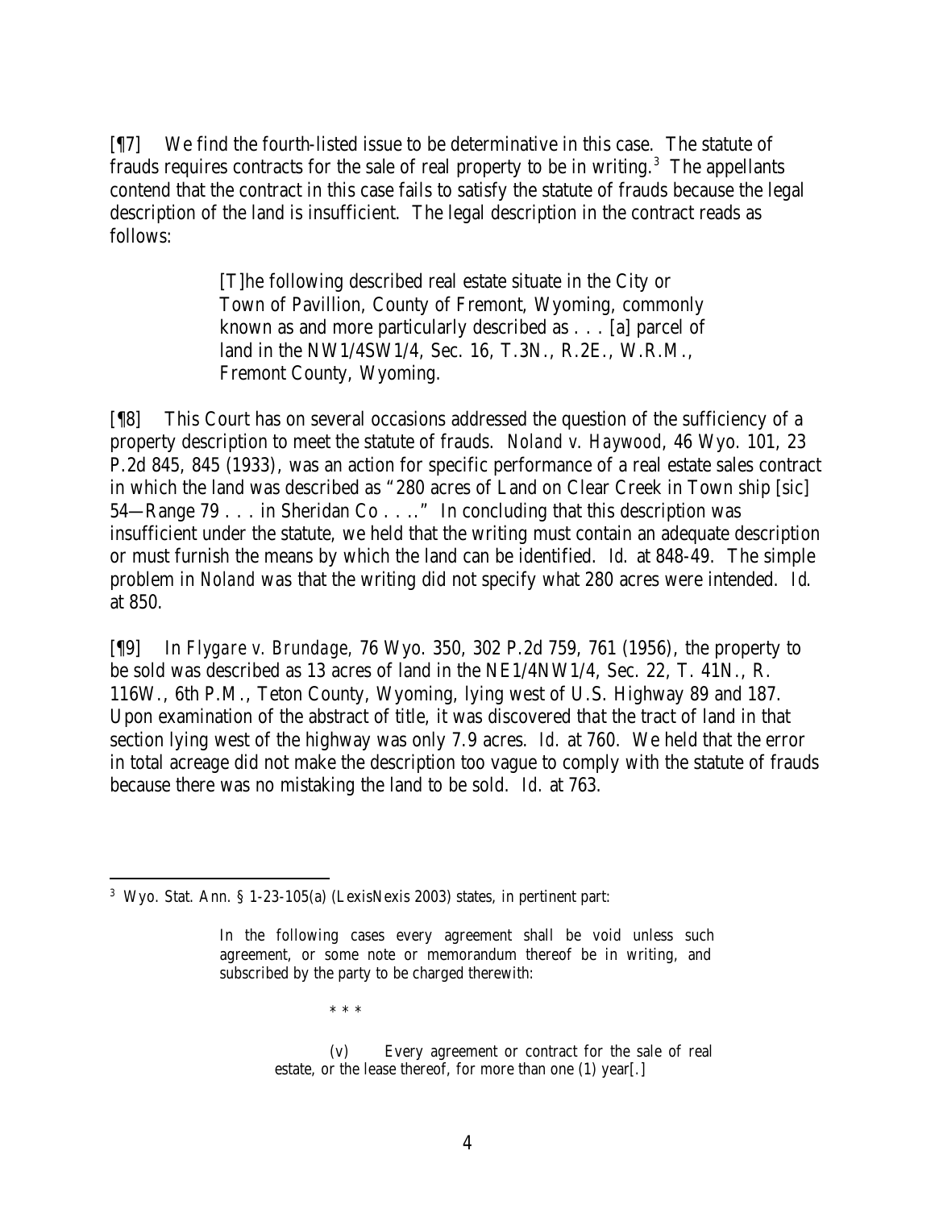[¶7] We find the fourth-listed issue to be determinative in this case. The statute of frauds requires contracts for the sale of real property to be in writing.[3] The appellants contend that the contract in this case fails to satisfy the statute of frauds because the legal description of the land is insufficient. The legal description in the contract reads as follows:

> [T]he following described real estate situate in the City or Town of Pavillion, County of Fremont, Wyoming, commonly known as and more particularly described as . . . [a] parcel of land in the NW1/4SW1/4, Sec. 16, T.3N., R.2E., W.R.M., Fremont County, Wyoming.

[¶8] This Court has on several occasions addressed the question of the sufficiency of a property description to meet the statute of frauds. *Noland v. Haywood*, 46 Wyo. 101, 23 P.2d 845, 845 (1933), was an action for specific performance of a real estate sales contract in which the land was described as "280 acres of Land on Clear Creek in Town ship [sic] 54—Range 79 . . . in Sheridan Co . . .." In concluding that this description was insufficient under the statute, we held that the writing must contain an adequate description or must furnish the means by which the land can be identified. *Id.* at 848-49. The simple problem in *Noland* was that the writing did not specify what 280 acres were intended. *Id.* at 850.

[¶9] In *Flygare v. Brundage*, 76 Wyo. 350, 302 P.2d 759, 761 (1956), the property to be sold was described as 13 acres of land in the NE1/4NW1/4, Sec. 22, T. 41N., R. 116W., 6th P.M., Teton County, Wyoming, lying west of U.S. Highway 89 and 187. Upon examination of the abstract of title, it was discovered that the tract of land in that section lying west of the highway was only 7.9 acres. *Id.* at 760. We held that the error in total acreage did not make the description too vague to comply with the statute of frauds because there was no mistaking the land to be sold. *Id.* at 763.

---

[3] Wyo. Stat. Ann. § 1-23-105(a) (LexisNexis 2003) states, in pertinent part:

> In the following cases every agreement shall be void unless such agreement, or some note or memorandum thereof be in writing, and subscribed by the party to be charged therewith:
>
> \* \* \*
>
> (v) Every agreement or contract for the sale of real estate, or the lease thereof, for more than one (1) year[.]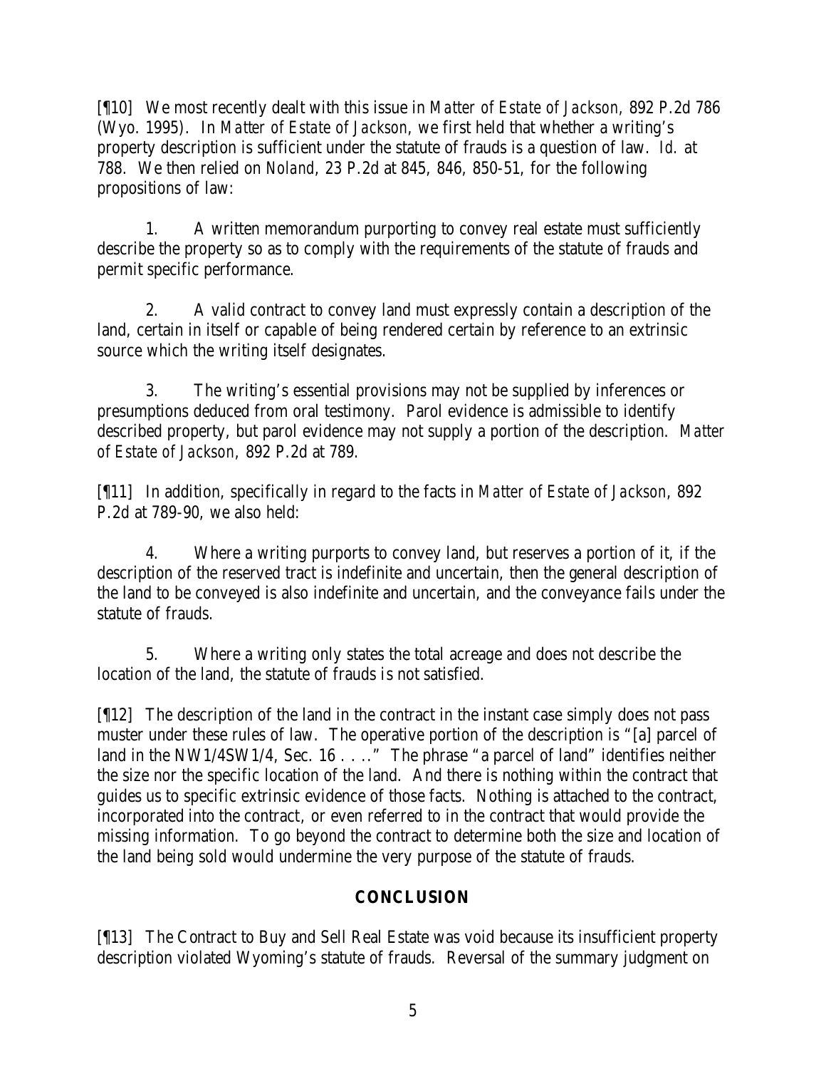[¶10] We most recently dealt with this issue in *Matter of Estate of Jackson*, 892 P.2d 786 (Wyo. 1995). In *Matter of Estate of Jackson*, we first held that whether a writing's property description is sufficient under the statute of frauds is a question of law. *Id.* at 788. We then relied on *Noland*, 23 P.2d at 845, 846, 850-51, for the following propositions of law:

1. A written memorandum purporting to convey real estate must sufficiently describe the property so as to comply with the requirements of the statute of frauds and permit specific performance.

2. A valid contract to convey land must expressly contain a description of the land, certain in itself or capable of being rendered certain by reference to an extrinsic source which the writing itself designates.

3. The writing's essential provisions may not be supplied by inferences or presumptions deduced from oral testimony. Parol evidence is admissible to identify described property, but parol evidence may not supply a portion of the description. *Matter of Estate of Jackson*, 892 P.2d at 789.

[¶11] In addition, specifically in regard to the facts in *Matter of Estate of Jackson*, 892 P.2d at 789-90, we also held:

4. Where a writing purports to convey land, but reserves a portion of it, if the description of the reserved tract is indefinite and uncertain, then the general description of the land to be conveyed is also indefinite and uncertain, and the conveyance fails under the statute of frauds.

5. Where a writing only states the total acreage and does not describe the location of the land, the statute of frauds is not satisfied.

[¶12] The description of the land in the contract in the instant case simply does not pass muster under these rules of law. The operative portion of the description is "[a] parcel of land in the NW1/4SW1/4, Sec. 16 . . .." The phrase "a parcel of land" identifies neither the size nor the specific location of the land. And there is nothing within the contract that guides us to specific extrinsic evidence of those facts. Nothing is attached to the contract, incorporated into the contract, or even referred to in the contract that would provide the missing information. To go beyond the contract to determine both the size and location of the land being sold would undermine the very purpose of the statute of frauds.

## CONCLUSION

[¶13] The Contract to Buy and Sell Real Estate was void because its insufficient property description violated Wyoming's statute of frauds. Reversal of the summary judgment on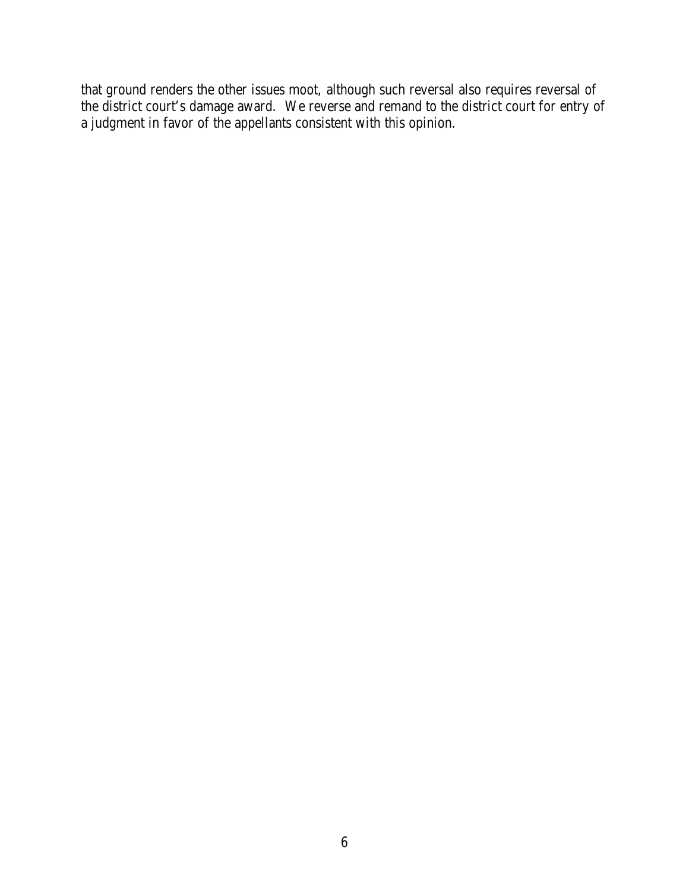that ground renders the other issues moot, although such reversal also requires reversal of the district court's damage award. We reverse and remand to the district court for entry of a judgment in favor of the appellants consistent with this opinion.